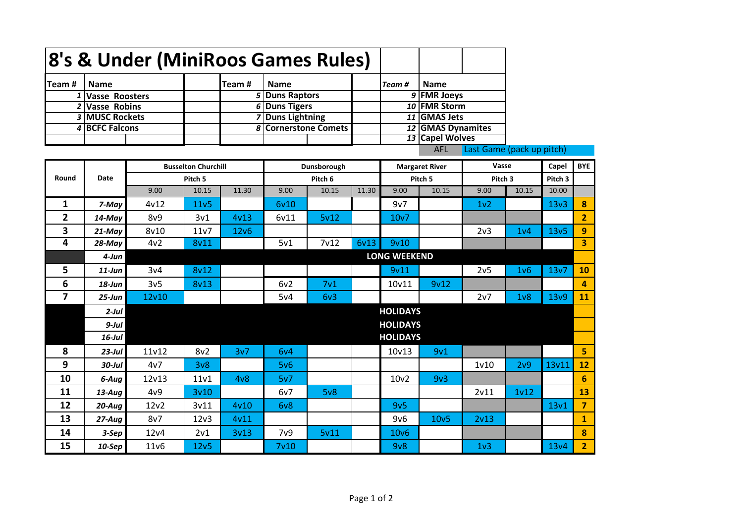# 8's & Under (MiniRoos Games Rules)

| Team # | Name | Team # | Name | Team # | Name |
|---|---|---|---|---|---|
| 1 | Vasse Roosters | 5 | Duns Raptors | 9 | FMR Joeys |
| 2 | Vasse Robins | 6 | Duns Tigers | 10 | FMR Storm |
| 3 | MUSC Rockets | 7 | Duns Lightning | 11 | GMAS Jets |
| 4 | BCFC Falcons | 8 | Cornerstone Comets | 12 | GMAS Dynamites |
| | | | | 13 | Capel Wolves |

AFL | Last Game (pack up pitch)

| Round | Date | Busselton Churchill | | | Dunsborough | | | Margaret River | | Vasse | | Capel | BYE |
|---|---|---|---|---|---|---|---|---|---|---|---|---|---|
| | | Pitch 5 | | | Pitch 6 | | | Pitch 5 | | Pitch 3 | | Pitch 3 | |
| | | 9.00 | 10.15 | 11.30 | 9.00 | 10.15 | 11.30 | 9.00 | 10.15 | 9.00 | 10.15 | 10.00 | |
| 1 | 7-May | 4v12 | 11v5 | | 6v10 | | | 9v7 | | 1v2 | | 13v3 | 8 |
| 2 | 14-May | 8v9 | 3v1 | 4v13 | 6v11 | 5v12 | | 10v7 | | | | | 2 |
| 3 | 21-May | 8v10 | 11v7 | 12v6 | | | | | | 2v3 | 1v4 | 13v5 | 9 |
| 4 | 28-May | 4v2 | 8v11 | | 5v1 | 7v12 | 6v13 | 9v10 | | | | | 3 |
| | 4-Jun | LONG WEEKEND | | | | | | | | | | | |
| 5 | 11-Jun | 3v4 | 8v12 | | | | | 9v11 | | 2v5 | 1v6 | 13v7 | 10 |
| 6 | 18-Jun | 3v5 | 8v13 | | 6v2 | 7v1 | | 10v11 | 9v12 | | | | 4 |
| 7 | 25-Jun | 12v10 | | | 5v4 | 6v3 | | | | 2v7 | 1v8 | 13v9 | 11 |
| | 2-Jul | HOLIDAYS | | | | | | | | | | | |
| | 9-Jul | HOLIDAYS | | | | | | | | | | | |
| | 16-Jul | HOLIDAYS | | | | | | | | | | | |
| 8 | 23-Jul | 11v12 | 8v2 | 3v7 | 6v4 | | | 10v13 | 9v1 | | | | 5 |
| 9 | 30-Jul | 4v7 | 3v8 | | 5v6 | | | | | 1v10 | 2v9 | 13v11 | 12 |
| 10 | 6-Aug | 12v13 | 11v1 | 4v8 | 5v7 | | | 10v2 | 9v3 | | | | 6 |
| 11 | 13-Aug | 4v9 | 3v10 | | 6v7 | 5v8 | | | | 2v11 | 1v12 | | 13 |
| 12 | 20-Aug | 12v2 | 3v11 | 4v10 | 6v8 | | | 9v5 | | | | 13v1 | 7 |
| 13 | 27-Aug | 8v7 | 12v3 | 4v11 | | | | 9v6 | 10v5 | 2v13 | | | 1 |
| 14 | 3-Sep | 12v4 | 2v1 | 3v13 | 7v9 | 5v11 | | 10v6 | | | | | 8 |
| 15 | 10-Sep | 11v6 | 12v5 | | 7v10 | | | 9v8 | | 1v3 | | 13v4 | 2 |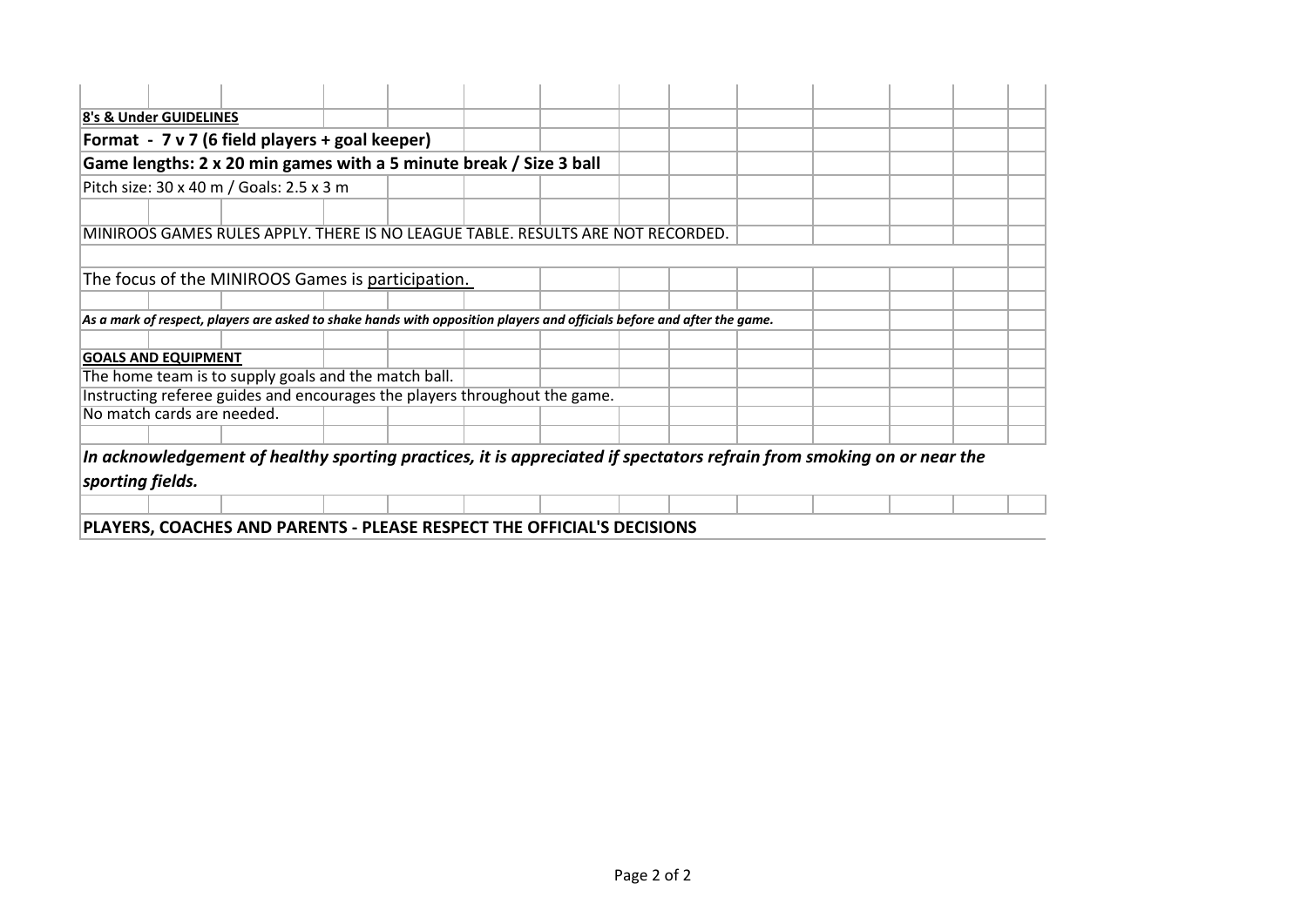**8's & Under GUIDELINES**

**Format - 7 v 7 (6 field players + goal keeper)**

**Game lengths: 2 x 20 min games with a 5 minute break / Size 3 ball**

Pitch size: 30 x 40 m / Goals: 2.5 x 3 m

MINIROOS GAMES RULES APPLY. THERE IS NO LEAGUE TABLE. RESULTS ARE NOT RECORDED.

The focus of the MINIROOS Games is participation.

***As a mark of respect, players are asked to shake hands with opposition players and officials before and after the game.***

**GOALS AND EQUIPMENT**

The home team is to supply goals and the match ball.

Instructing referee guides and encourages the players throughout the game.

No match cards are needed.

***In acknowledgement of healthy sporting practices, it is appreciated if spectators refrain from smoking on or near the sporting fields.***

**PLAYERS, COACHES AND PARENTS - PLEASE RESPECT THE OFFICIAL'S DECISIONS**